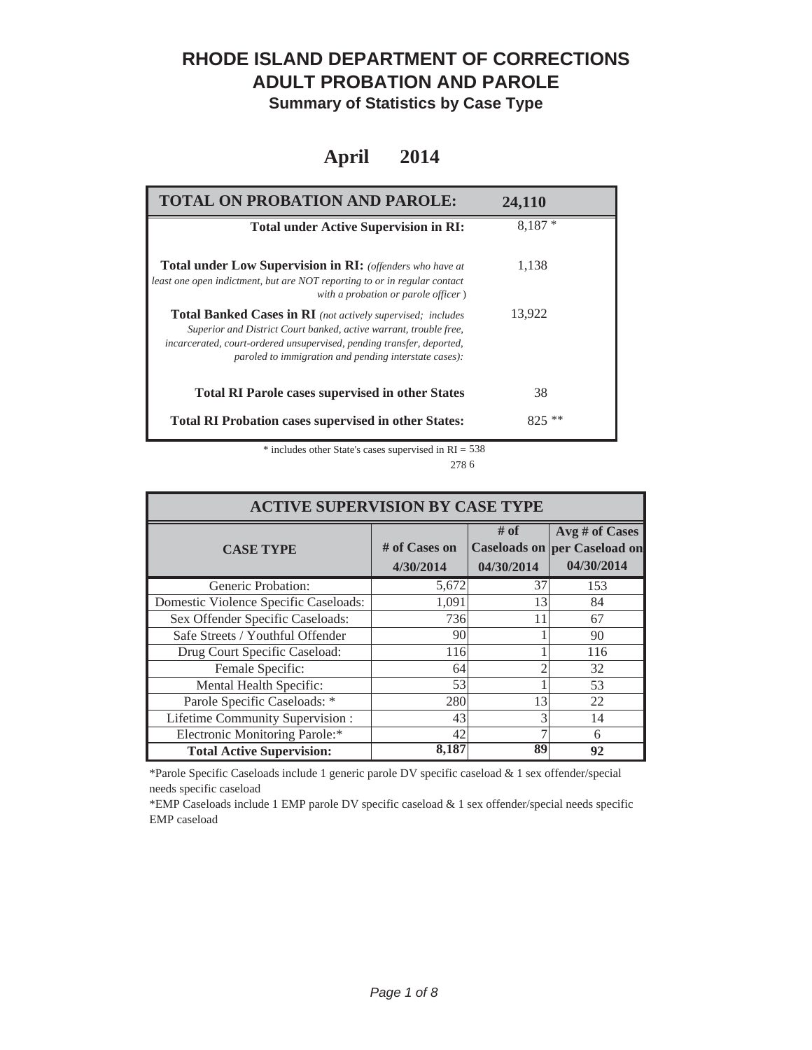# RHODE ISLAND DEPARTMENT OF CORRECTIONS
# ADULT PROBATION AND PAROLE
### Summary of Statistics by Case Type

## April 2014

| TOTAL ON PROBATION AND PAROLE: | 24,110 |
|---|---|
| **Total under Active Supervision in RI:** | 8,187 * |
| **Total under Low Supervision in RI:** *(offenders who have at least one open indictment, but are NOT reporting to or in regular contact with a probation or parole officer )* | 1,138 |
| **Total Banked Cases in RI** *(not actively supervised; includes Superior and District Court banked, active warrant, trouble free, incarcerated, court-ordered unsupervised, pending transfer, deported, paroled to immigration and pending interstate cases):* | 13,922 |
| **Total RI Parole cases supervised in other States** | 38 |
| **Total RI Probation cases supervised in other States:** | 825 ** |

\* includes other State's cases supervised in RI = 538

278 6

| ACTIVE SUPERVISION BY CASE TYPE | | | |
|---|---|---|---|
| **CASE TYPE** | **# of Cases on 4/30/2014** | **# of Caseloads on 04/30/2014** | **Avg # of Cases per Caseload on 04/30/2014** |
| Generic Probation: | 5,672 | 37 | 153 |
| Domestic Violence Specific Caseloads: | 1,091 | 13 | 84 |
| Sex Offender Specific Caseloads: | 736 | 11 | 67 |
| Safe Streets / Youthful Offender | 90 | 1 | 90 |
| Drug Court Specific Caseload: | 116 | 1 | 116 |
| Female Specific: | 64 | 2 | 32 |
| Mental Health Specific: | 53 | 1 | 53 |
| Parole Specific Caseloads: * | 280 | 13 | 22 |
| Lifetime Community Supervision : | 43 | 3 | 14 |
| Electronic Monitoring Parole:* | 42 | 7 | 6 |
| **Total Active Supervision:** | **8,187** | **89** | **92** |

*Parole Specific Caseloads include 1 generic parole DV specific caseload & 1 sex offender/special needs specific caseload

*EMP Caseloads include 1 EMP parole DV specific caseload & 1 sex offender/special needs specific EMP caseload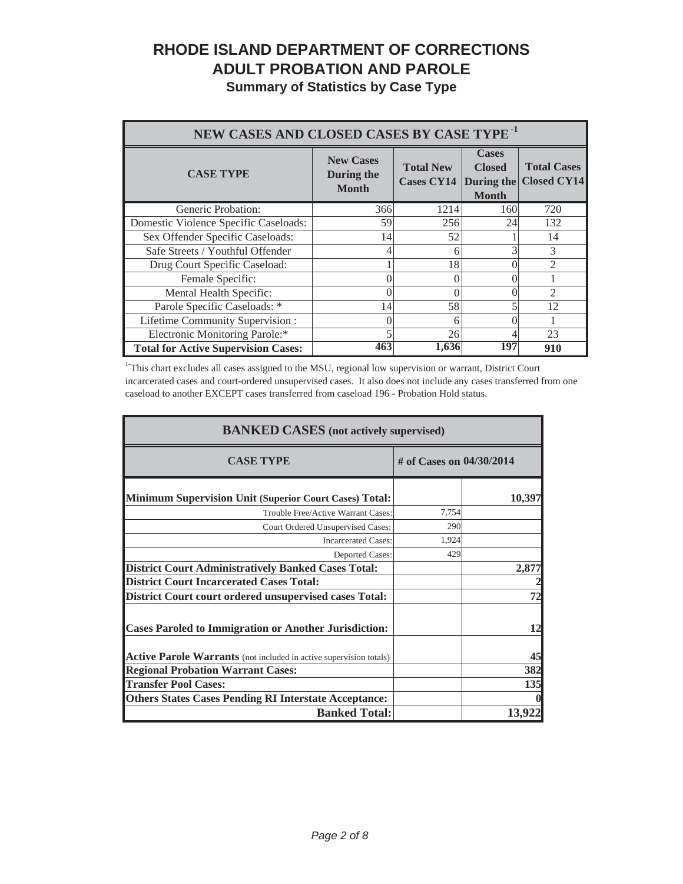# RHODE ISLAND DEPARTMENT OF CORRECTIONS
# ADULT PROBATION AND PAROLE
## Summary of Statistics by Case Type

| NEW CASES AND CLOSED CASES BY CASE TYPE [1] | | | | |
|---|---|---|---|---|
| **CASE TYPE** | **New Cases During the Month** | **Total New Cases CY14** | **Cases Closed During the Month** | **Total Cases Closed CY14** |
| Generic Probation: | 366 | 1214 | 160 | 720 |
| Domestic Violence Specific Caseloads: | 59 | 256 | 24 | 132 |
| Sex Offender Specific Caseloads: | 14 | 52 | 1 | 14 |
| Safe Streets / Youthful Offender | 4 | 6 | 3 | 3 |
| Drug Court Specific Caseload: | 1 | 18 | 0 | 2 |
| Female Specific: | 0 | 0 | 0 | 1 |
| Mental Health Specific: | 0 | 0 | 0 | 2 |
| Parole Specific Caseloads: * | 14 | 58 | 5 | 12 |
| Lifetime Community Supervision : | 0 | 6 | 0 | 1 |
| Electronic Monitoring Parole:* | 5 | 26 | 4 | 23 |
| **Total for Active Supervision Cases:** | **463** | **1,636** | **197** | **910** |

[1] This chart excludes all cases assigned to the MSU, regional low supervision or warrant, District Court incarcerated cases and court-ordered unsupervised cases. It also does not include any cases transferred from one caseload to another EXCEPT cases transferred from caseload 196 - Probation Hold status.

| BANKED CASES (not actively supervised) | | |
|---|---|---|
| **CASE TYPE** | **# of Cases on 04/30/2014** | |
| **Minimum Supervision Unit (Superior Court Cases) Total:** | | **10,397** |
| Trouble Free/Active Warrant Cases: | 7,754 | |
| Court Ordered Unsupervised Cases: | 290 | |
| Incarcerated Cases: | 1,924 | |
| Deported Cases: | 429 | |
| **District Court Administratively Banked Cases Total:** | | **2,877** |
| **District Court Incarcerated Cases Total:** | | **2** |
| **District Court court ordered unsupervised cases Total:** | | **72** |
| **Cases Paroled to Immigration or Another Jurisdiction:** | | **12** |
| **Active Parole Warrants** (not included in active supervision totals) | | **45** |
| **Regional Probation Warrant Cases:** | | **382** |
| **Transfer Pool Cases:** | | **135** |
| **Others States Cases Pending RI Interstate Acceptance:** | | **0** |
| **Banked Total:** | | **13,922** |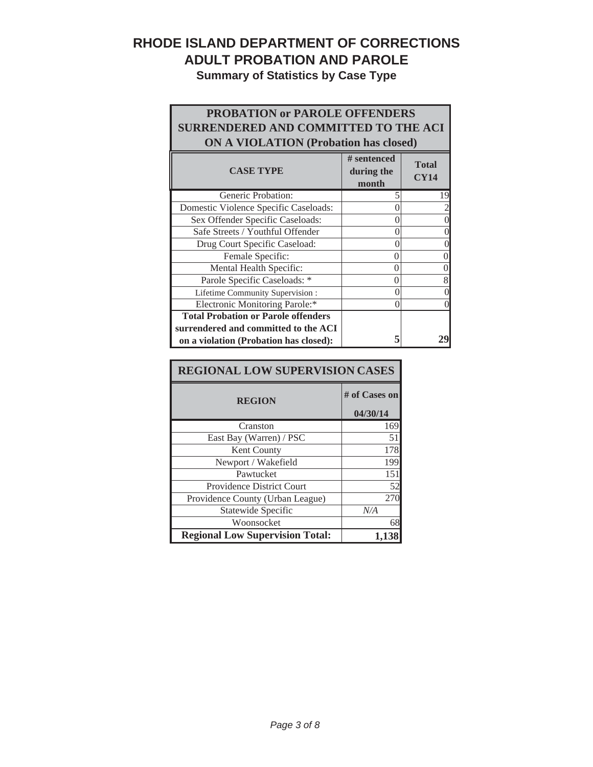# RHODE ISLAND DEPARTMENT OF CORRECTIONS
# ADULT PROBATION AND PAROLE
## Summary of Statistics by Case Type

**PROBATION or PAROLE OFFENDERS SURRENDERED AND COMMITTED TO THE ACI ON A VIOLATION (Probation has closed)**

| CASE TYPE | # sentenced during the month | Total CY14 |
|---|---|---|
| Generic Probation: | 5 | 19 |
| Domestic Violence Specific Caseloads: | 0 | 2 |
| Sex Offender Specific Caseloads: | 0 | 0 |
| Safe Streets / Youthful Offender | 0 | 0 |
| Drug Court Specific Caseload: | 0 | 0 |
| Female Specific: | 0 | 0 |
| Mental Health Specific: | 0 | 0 |
| Parole Specific Caseloads: * | 0 | 8 |
| Lifetime Community Supervision : | 0 | 0 |
| Electronic Monitoring Parole:* | 0 | 0 |
| **Total Probation or Parole offenders surrendered and committed to the ACI on a violation (Probation has closed):** | **5** | **29** |

**REGIONAL LOW SUPERVISION CASES**

| REGION | # of Cases on 04/30/14 |
|---|---|
| Cranston | 169 |
| East Bay (Warren) / PSC | 51 |
| Kent County | 178 |
| Newport / Wakefield | 199 |
| Pawtucket | 151 |
| Providence District Court | 52 |
| Providence County (Urban League) | 270 |
| Statewide Specific | *N/A* |
| Woonsocket | 68 |
| **Regional Low Supervision Total:** | **1,138** |